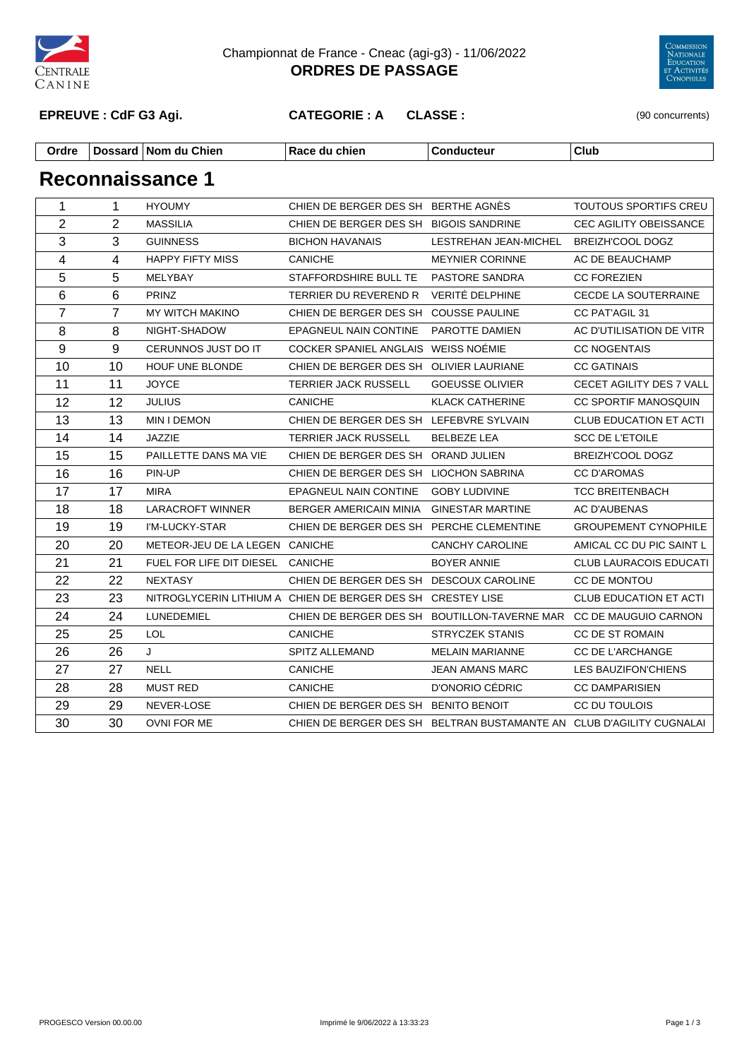Championnat de France - Cneac (agi-g3) - 11/06/2022

**ORDRES DE PASSAGE**

**EPREUVE : CdF G3 Agi.** **CATEGORIE : A** **CLASSE :** (90 concurrents)

## Reconnaissance 1

| Ordre | Dossard | Nom du Chien | Race du chien | Conducteur | Club |
|---|---|---|---|---|---|
| 1 | 1 | HYOUMY | CHIEN DE BERGER DES SH | BERTHE AGNÈS | TOUTOUS SPORTIFS CREU |
| 2 | 2 | MASSILIA | CHIEN DE BERGER DES SH | BIGOIS SANDRINE | CEC AGILITY OBEISSANCE |
| 3 | 3 | GUINNESS | BICHON HAVANAIS | LESTREHAN JEAN-MICHEL | BREIZH'COOL DOGZ |
| 4 | 4 | HAPPY FIFTY MISS | CANICHE | MEYNIER CORINNE | AC DE BEAUCHAMP |
| 5 | 5 | MELYBAY | STAFFORDSHIRE BULL TE | PASTORE SANDRA | CC FOREZIEN |
| 6 | 6 | PRINZ | TERRIER DU REVEREND R | VERITÉ DELPHINE | CECDE LA SOUTERRAINE |
| 7 | 7 | MY WITCH MAKINO | CHIEN DE BERGER DES SH | COUSSE PAULINE | CC PAT'AGIL 31 |
| 8 | 8 | NIGHT-SHADOW | EPAGNEUL NAIN CONTINE | PAROTTE DAMIEN | AC D'UTILISATION DE VITR |
| 9 | 9 | CERUNNOS JUST DO IT | COCKER SPANIEL ANGLAIS | WEISS NOÉMIE | CC NOGENTAIS |
| 10 | 10 | HOUF UNE BLONDE | CHIEN DE BERGER DES SH | OLIVIER LAURIANE | CC GATINAIS |
| 11 | 11 | JOYCE | TERRIER JACK RUSSELL | GOEUSSE OLIVIER | CECET AGILITY DES 7 VALL |
| 12 | 12 | JULIUS | CANICHE | KLACK CATHERINE | CC SPORTIF MANOSQUIN |
| 13 | 13 | MIN I DEMON | CHIEN DE BERGER DES SH | LEFEBVRE SYLVAIN | CLUB EDUCATION ET ACTI |
| 14 | 14 | JAZZIE | TERRIER JACK RUSSELL | BELBEZE LEA | SCC DE L'ETOILE |
| 15 | 15 | PAILLETTE DANS MA VIE | CHIEN DE BERGER DES SH | ORAND JULIEN | BREIZH'COOL DOGZ |
| 16 | 16 | PIN-UP | CHIEN DE BERGER DES SH | LIOCHON SABRINA | CC D'AROMAS |
| 17 | 17 | MIRA | EPAGNEUL NAIN CONTINE | GOBY LUDIVINE | TCC BREITENBACH |
| 18 | 18 | LARACROFT WINNER | BERGER AMERICAIN MINIA | GINESTAR MARTINE | AC D'AUBENAS |
| 19 | 19 | I'M-LUCKY-STAR | CHIEN DE BERGER DES SH | PERCHE CLEMENTINE | GROUPEMENT CYNOPHILE |
| 20 | 20 | METEOR-JEU DE LA LEGEN | CANICHE | CANCHY CAROLINE | AMICAL CC DU PIC SAINT L |
| 21 | 21 | FUEL FOR LIFE DIT DIESEL | CANICHE | BOYER ANNIE | CLUB LAURACOIS EDUCATI |
| 22 | 22 | NEXTASY | CHIEN DE BERGER DES SH | DESCOUX CAROLINE | CC DE MONTOU |
| 23 | 23 | NITROGLYCERIN LITHIUM A | CHIEN DE BERGER DES SH | CRESTEY LISE | CLUB EDUCATION ET ACTI |
| 24 | 24 | LUNEDEMIEL | CHIEN DE BERGER DES SH | BOUTILLON-TAVERNE MAR | CC DE MAUGUIO CARNON |
| 25 | 25 | LOL | CANICHE | STRYCZEK STANIS | CC DE ST ROMAIN |
| 26 | 26 | J | SPITZ ALLEMAND | MELAIN MARIANNE | CC DE L'ARCHANGE |
| 27 | 27 | NELL | CANICHE | JEAN AMANS MARC | LES BAUZIFON'CHIENS |
| 28 | 28 | MUST RED | CANICHE | D'ONORIO CÉDRIC | CC DAMPARISIEN |
| 29 | 29 | NEVER-LOSE | CHIEN DE BERGER DES SH | BENITO BENOIT | CC DU TOULOIS |
| 30 | 30 | OVNI FOR ME | CHIEN DE BERGER DES SH | BELTRAN BUSTAMANTE AN | CLUB D'AGILITY CUGNALAI |

PROGESCO Version 00.00.00 — Imprimé le 9/06/2022 à 13:33:23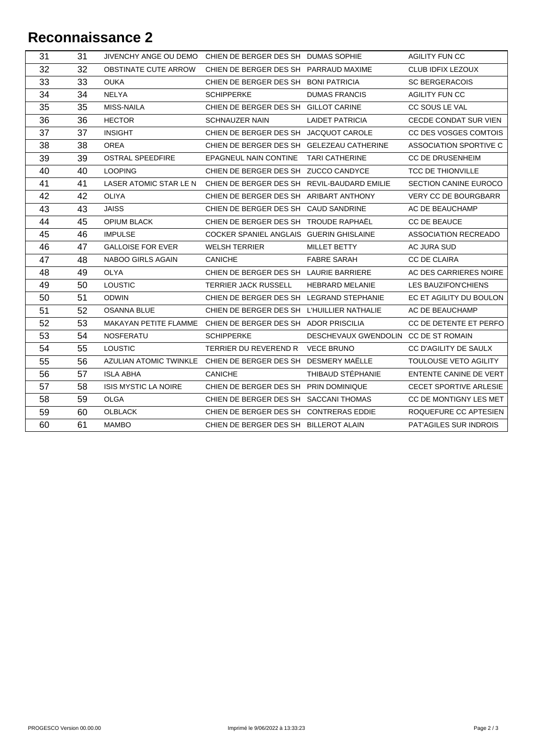## Reconnaissance 2

| | | | | | |
|---|---|---|---|---|---|
| 31 | 31 | JIVENCHY ANGE OU DEMO | CHIEN DE BERGER DES SH | DUMAS SOPHIE | AGILITY FUN CC |
| 32 | 32 | OBSTINATE CUTE ARROW | CHIEN DE BERGER DES SH | PARRAUD MAXIME | CLUB IDFIX LEZOUX |
| 33 | 33 | OUKA | CHIEN DE BERGER DES SH | BONI PATRICIA | SC BERGERACOIS |
| 34 | 34 | NELYA | SCHIPPERKE | DUMAS FRANCIS | AGILITY FUN CC |
| 35 | 35 | MISS-NAILA | CHIEN DE BERGER DES SH | GILLOT CARINE | CC SOUS LE VAL |
| 36 | 36 | HECTOR | SCHNAUZER NAIN | LAIDET PATRICIA | CECDE CONDAT SUR VIEN |
| 37 | 37 | INSIGHT | CHIEN DE BERGER DES SH | JACQUOT CAROLE | CC DES VOSGES COMTOIS |
| 38 | 38 | OREA | CHIEN DE BERGER DES SH | GELEZEAU CATHERINE | ASSOCIATION SPORTIVE C |
| 39 | 39 | OSTRAL SPEEDFIRE | EPAGNEUL NAIN CONTINE | TARI CATHERINE | CC DE DRUSENHEIM |
| 40 | 40 | LOOPING | CHIEN DE BERGER DES SH | ZUCCO CANDYCE | TCC DE THIONVILLE |
| 41 | 41 | LASER ATOMIC STAR LE N | CHIEN DE BERGER DES SH | REVIL-BAUDARD EMILIE | SECTION CANINE EUROCO |
| 42 | 42 | OLIYA | CHIEN DE BERGER DES SH | ARIBART ANTHONY | VERY CC DE BOURGBARR |
| 43 | 43 | JAISS | CHIEN DE BERGER DES SH | CAUD SANDRINE | AC DE BEAUCHAMP |
| 44 | 45 | OPIUM BLACK | CHIEN DE BERGER DES SH | TROUDE RAPHAËL | CC DE BEAUCE |
| 45 | 46 | IMPULSE | COCKER SPANIEL ANGLAIS | GUERIN GHISLAINE | ASSOCIATION RECREADO |
| 46 | 47 | GALLOISE FOR EVER | WELSH TERRIER | MILLET BETTY | AC JURA SUD |
| 47 | 48 | NABOO GIRLS AGAIN | CANICHE | FABRE SARAH | CC DE CLAIRA |
| 48 | 49 | OLYA | CHIEN DE BERGER DES SH | LAURIE BARRIERE | AC DES CARRIERES NOIRE |
| 49 | 50 | LOUSTIC | TERRIER JACK RUSSELL | HEBRARD MELANIE | LES BAUZIFON'CHIENS |
| 50 | 51 | ODWIN | CHIEN DE BERGER DES SH | LEGRAND STEPHANIE | EC ET AGILITY DU BOULON |
| 51 | 52 | OSANNA BLUE | CHIEN DE BERGER DES SH | L'HUILLIER NATHALIE | AC DE BEAUCHAMP |
| 52 | 53 | MAKAYAN PETITE FLAMME | CHIEN DE BERGER DES SH | ADOR PRISCILIA | CC DE DETENTE ET PERFO |
| 53 | 54 | NOSFERATU | SCHIPPERKE | DESCHEVAUX GWENDOLIN | CC DE ST ROMAIN |
| 54 | 55 | LOUSTIC | TERRIER DU REVEREND R | VECE BRUNO | CC D'AGILITY DE SAULX |
| 55 | 56 | AZULIAN ATOMIC TWINKLE | CHIEN DE BERGER DES SH | DESMERY MAËLLE | TOULOUSE VETO AGILITY |
| 56 | 57 | ISLA ABHA | CANICHE | THIBAUD STÉPHANIE | ENTENTE CANINE DE VERT |
| 57 | 58 | ISIS MYSTIC LA NOIRE | CHIEN DE BERGER DES SH | PRIN DOMINIQUE | CECET SPORTIVE ARLESIE |
| 58 | 59 | OLGA | CHIEN DE BERGER DES SH | SACCANI THOMAS | CC DE MONTIGNY LES MET |
| 59 | 60 | OLBLACK | CHIEN DE BERGER DES SH | CONTRERAS EDDIE | ROQUEFURE CC APTESIEN |
| 60 | 61 | MAMBO | CHIEN DE BERGER DES SH | BILLEROT ALAIN | PAT'AGILES SUR INDROIS |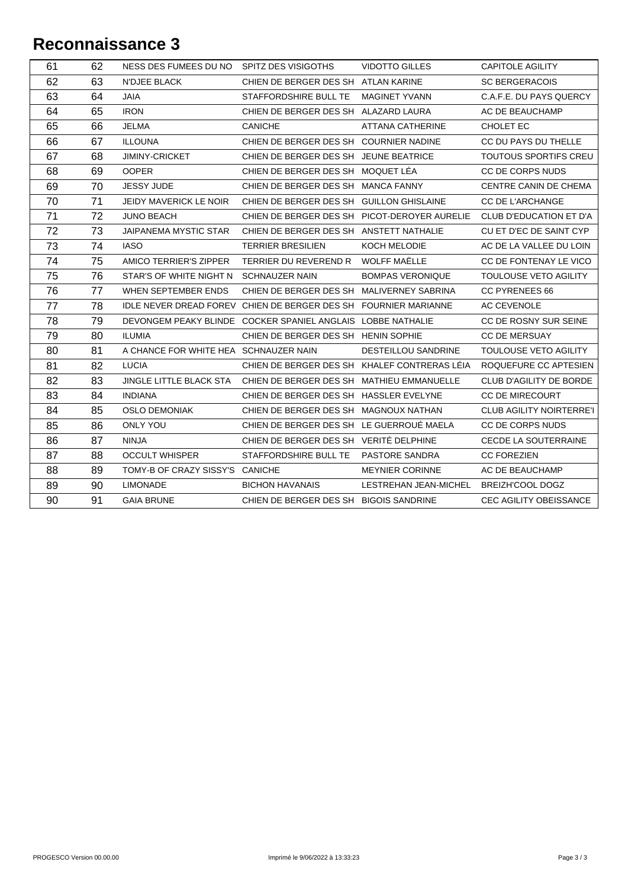# Reconnaissance 3

| | | | | | |
|---|---|---|---|---|---|
| 61 | 62 | NESS DES FUMEES DU NO | SPITZ DES VISIGOTHS | VIDOTTO GILLES | CAPITOLE AGILITY |
| 62 | 63 | N'DJEE BLACK | CHIEN DE BERGER DES SH | ATLAN KARINE | SC BERGERACOIS |
| 63 | 64 | JAIA | STAFFORDSHIRE BULL TE | MAGINET YVANN | C.A.F.E. DU PAYS QUERCY |
| 64 | 65 | IRON | CHIEN DE BERGER DES SH | ALAZARD LAURA | AC DE BEAUCHAMP |
| 65 | 66 | JELMA | CANICHE | ATTANA CATHERINE | CHOLET EC |
| 66 | 67 | ILLOUNA | CHIEN DE BERGER DES SH | COURNIER NADINE | CC DU PAYS DU THELLE |
| 67 | 68 | JIMINY-CRICKET | CHIEN DE BERGER DES SH | JEUNE BEATRICE | TOUTOUS SPORTIFS CREU |
| 68 | 69 | OOPER | CHIEN DE BERGER DES SH | MOQUET LÉA | CC DE CORPS NUDS |
| 69 | 70 | JESSY JUDE | CHIEN DE BERGER DES SH | MANCA FANNY | CENTRE CANIN DE CHEMA |
| 70 | 71 | JEIDY MAVERICK LE NOIR | CHIEN DE BERGER DES SH | GUILLON GHISLAINE | CC DE L'ARCHANGE |
| 71 | 72 | JUNO BEACH | CHIEN DE BERGER DES SH | PICOT-DEROYER AURELIE | CLUB D'EDUCATION ET D'A |
| 72 | 73 | JAIPANEMA MYSTIC STAR | CHIEN DE BERGER DES SH | ANSTETT NATHALIE | CU ET D'EC DE SAINT CYP |
| 73 | 74 | IASO | TERRIER BRESILIEN | KOCH MELODIE | AC DE LA VALLEE DU LOIN |
| 74 | 75 | AMICO TERRIER'S ZIPPER | TERRIER DU REVEREND R | WOLFF MAËLLE | CC DE FONTENAY LE VICO |
| 75 | 76 | STAR'S OF WHITE NIGHT N | SCHNAUZER NAIN | BOMPAS VERONIQUE | TOULOUSE VETO AGILITY |
| 76 | 77 | WHEN SEPTEMBER ENDS | CHIEN DE BERGER DES SH | MALIVERNEY SABRINA | CC PYRENEES 66 |
| 77 | 78 | IDLE NEVER DREAD FOREV | CHIEN DE BERGER DES SH | FOURNIER MARIANNE | AC CEVENOLE |
| 78 | 79 | DEVONGEM PEAKY BLINDE | COCKER SPANIEL ANGLAIS | LOBBE NATHALIE | CC DE ROSNY SUR SEINE |
| 79 | 80 | ILUMIA | CHIEN DE BERGER DES SH | HENIN SOPHIE | CC DE MERSUAY |
| 80 | 81 | A CHANCE FOR WHITE HEA | SCHNAUZER NAIN | DESTEILLOU SANDRINE | TOULOUSE VETO AGILITY |
| 81 | 82 | LUCIA | CHIEN DE BERGER DES SH | KHALEF CONTRERAS LÉIA | ROQUEFURE CC APTESIEN |
| 82 | 83 | JINGLE LITTLE BLACK STA | CHIEN DE BERGER DES SH | MATHIEU EMMANUELLE | CLUB D'AGILITY DE BORDE |
| 83 | 84 | INDIANA | CHIEN DE BERGER DES SH | HASSLER EVELYNE | CC DE MIRECOURT |
| 84 | 85 | OSLO DEMONIAK | CHIEN DE BERGER DES SH | MAGNOUX NATHAN | CLUB AGILITY NOIRTERRE'I |
| 85 | 86 | ONLY YOU | CHIEN DE BERGER DES SH | LE GUERROUÉ MAELA | CC DE CORPS NUDS |
| 86 | 87 | NINJA | CHIEN DE BERGER DES SH | VERITÉ DELPHINE | CECDE LA SOUTERRAINE |
| 87 | 88 | OCCULT WHISPER | STAFFORDSHIRE BULL TE | PASTORE SANDRA | CC FOREZIEN |
| 88 | 89 | TOMY-B OF CRAZY SISSY'S | CANICHE | MEYNIER CORINNE | AC DE BEAUCHAMP |
| 89 | 90 | LIMONADE | BICHON HAVANAIS | LESTREHAN JEAN-MICHEL | BREIZH'COOL DOGZ |
| 90 | 91 | GAIA BRUNE | CHIEN DE BERGER DES SH | BIGOIS SANDRINE | CEC AGILITY OBEISSANCE |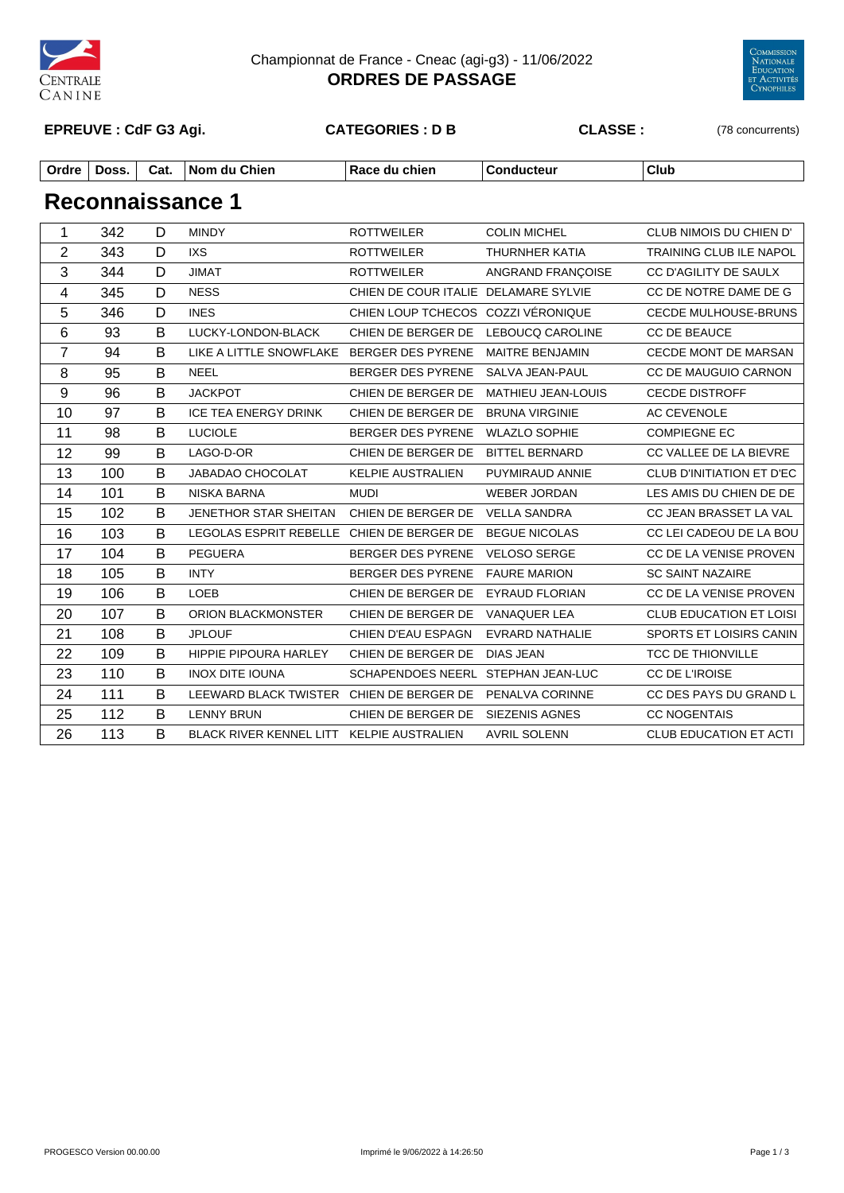Championnat de France - Cneac (agi-g3) - 11/06/2022

## ORDRES DE PASSAGE

**EPREUVE : CdF G3 Agi.** **CATEGORIES : D B** **CLASSE :** (78 concurrents)

## Reconnaissance 1

| Ordre | Doss. | Cat. | Nom du Chien | Race du chien | Conducteur | Club |
|---|---|---|---|---|---|---|
| 1 | 342 | D | MINDY | ROTTWEILER | COLIN MICHEL | CLUB NIMOIS DU CHIEN D' |
| 2 | 343 | D | IXS | ROTTWEILER | THURNHER KATIA | TRAINING CLUB ILE NAPOL |
| 3 | 344 | D | JIMAT | ROTTWEILER | ANGRAND FRANÇOISE | CC D'AGILITY DE SAULX |
| 4 | 345 | D | NESS | CHIEN DE COUR ITALIE | DELAMARE SYLVIE | CC DE NOTRE DAME DE G |
| 5 | 346 | D | INES | CHIEN LOUP TCHECOS | COZZI VÉRONIQUE | CECDE MULHOUSE-BRUNS |
| 6 | 93 | B | LUCKY-LONDON-BLACK | CHIEN DE BERGER DE | LEBOUCQ CAROLINE | CC DE BEAUCE |
| 7 | 94 | B | LIKE A LITTLE SNOWFLAKE | BERGER DES PYRENE | MAITRE BENJAMIN | CECDE MONT DE MARSAN |
| 8 | 95 | B | NEEL | BERGER DES PYRENE | SALVA JEAN-PAUL | CC DE MAUGUIO CARNON |
| 9 | 96 | B | JACKPOT | CHIEN DE BERGER DE | MATHIEU JEAN-LOUIS | CECDE DISTROFF |
| 10 | 97 | B | ICE TEA ENERGY DRINK | CHIEN DE BERGER DE | BRUNA VIRGINIE | AC CEVENOLE |
| 11 | 98 | B | LUCIOLE | BERGER DES PYRENE | WLAZLO SOPHIE | COMPIEGNE EC |
| 12 | 99 | B | LAGO-D-OR | CHIEN DE BERGER DE | BITTEL BERNARD | CC VALLEE DE LA BIEVRE |
| 13 | 100 | B | JABADAO CHOCOLAT | KELPIE AUSTRALIEN | PUYMIRAUD ANNIE | CLUB D'INITIATION ET D'EC |
| 14 | 101 | B | NISKA BARNA | MUDI | WEBER JORDAN | LES AMIS DU CHIEN DE DE |
| 15 | 102 | B | JENETHOR STAR SHEITAN | CHIEN DE BERGER DE | VELLA SANDRA | CC JEAN BRASSET LA VAL |
| 16 | 103 | B | LEGOLAS ESPRIT REBELLE | CHIEN DE BERGER DE | BEGUE NICOLAS | CC LEI CADEOU DE LA BOU |
| 17 | 104 | B | PEGUERA | BERGER DES PYRENE | VELOSO SERGE | CC DE LA VENISE PROVEN |
| 18 | 105 | B | INTY | BERGER DES PYRENE | FAURE MARION | SC SAINT NAZAIRE |
| 19 | 106 | B | LOEB | CHIEN DE BERGER DE | EYRAUD FLORIAN | CC DE LA VENISE PROVEN |
| 20 | 107 | B | ORION BLACKMONSTER | CHIEN DE BERGER DE | VANAQUER LEA | CLUB EDUCATION ET LOISI |
| 21 | 108 | B | JPLOUF | CHIEN D'EAU ESPAGN | EVRARD NATHALIE | SPORTS ET LOISIRS CANIN |
| 22 | 109 | B | HIPPIE PIPOURA HARLEY | CHIEN DE BERGER DE | DIAS JEAN | TCC DE THIONVILLE |
| 23 | 110 | B | INOX DITE IOUNA | SCHAPENDOES NEERL | STEPHAN JEAN-LUC | CC DE L'IROISE |
| 24 | 111 | B | LEEWARD BLACK TWISTER | CHIEN DE BERGER DE | PENALVA CORINNE | CC DES PAYS DU GRAND L |
| 25 | 112 | B | LENNY BRUN | CHIEN DE BERGER DE | SIEZENIS AGNES | CC NOGENTAIS |
| 26 | 113 | B | BLACK RIVER KENNEL LITT | KELPIE AUSTRALIEN | AVRIL SOLENN | CLUB EDUCATION ET ACTI |

PROGESCO Version 00.00.00 Imprimé le 9/06/2022 à 14:26:50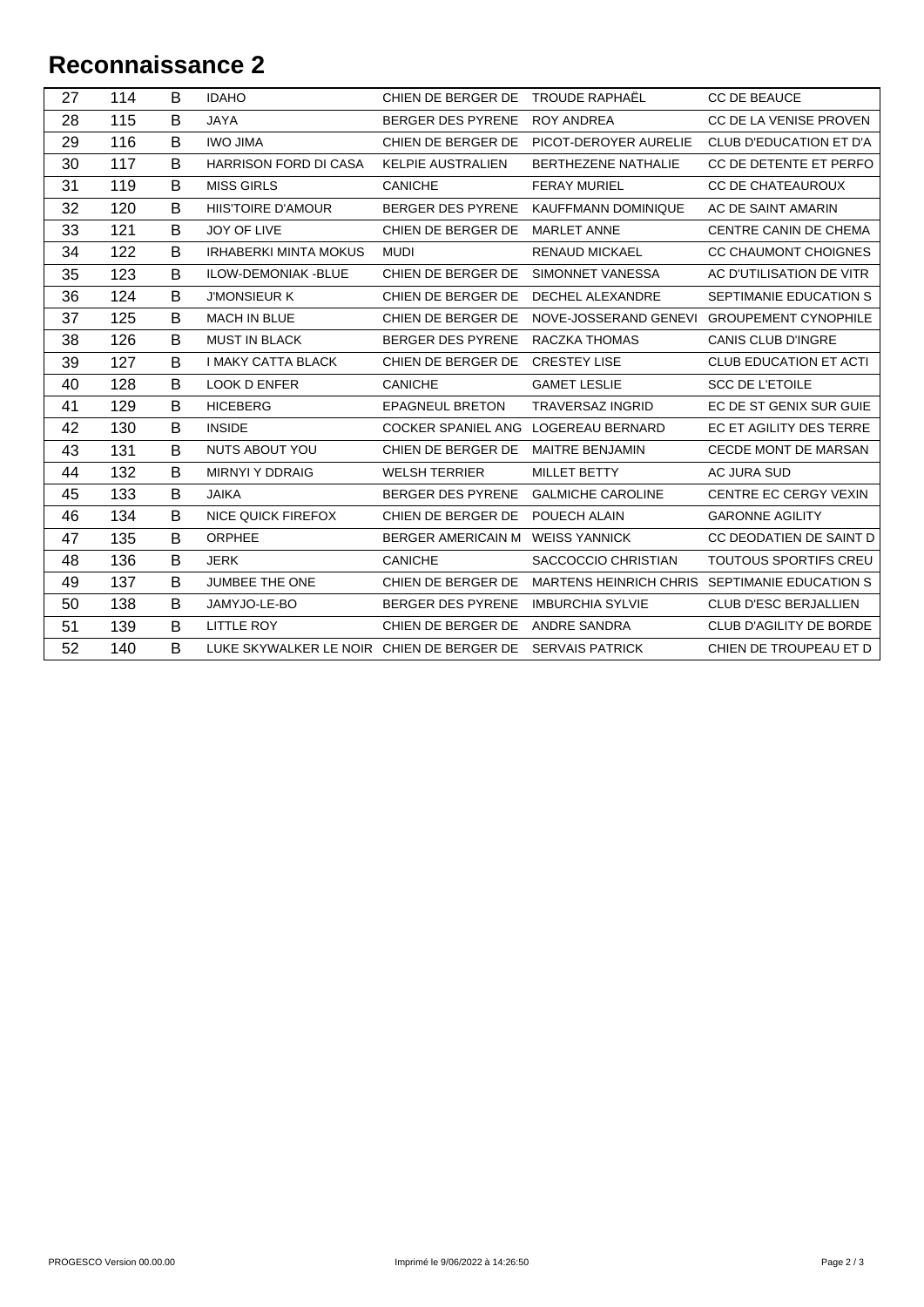## Reconnaissance 2

| 27 | 114 | B | IDAHO | CHIEN DE BERGER DE | TROUDE RAPHAËL | CC DE BEAUCE |
|---|---|---|---|---|---|---|
| 28 | 115 | B | JAYA | BERGER DES PYRENE | ROY ANDREA | CC DE LA VENISE PROVEN |
| 29 | 116 | B | IWO JIMA | CHIEN DE BERGER DE | PICOT-DEROYER AURELIE | CLUB D'EDUCATION ET D'A |
| 30 | 117 | B | HARRISON FORD DI CASA | KELPIE AUSTRALIEN | BERTHEZENE NATHALIE | CC DE DETENTE ET PERFO |
| 31 | 119 | B | MISS GIRLS | CANICHE | FERAY MURIEL | CC DE CHATEAUROUX |
| 32 | 120 | B | HIIS'TOIRE D'AMOUR | BERGER DES PYRENE | KAUFFMANN DOMINIQUE | AC DE SAINT AMARIN |
| 33 | 121 | B | JOY OF LIVE | CHIEN DE BERGER DE | MARLET ANNE | CENTRE CANIN DE CHEMA |
| 34 | 122 | B | IRHABERKI MINTA MOKUS | MUDI | RENAUD MICKAEL | CC CHAUMONT CHOIGNES |
| 35 | 123 | B | ILOW-DEMONIAK -BLUE | CHIEN DE BERGER DE | SIMONNET VANESSA | AC D'UTILISATION DE VITR |
| 36 | 124 | B | J'MONSIEUR K | CHIEN DE BERGER DE | DECHEL ALEXANDRE | SEPTIMANIE EDUCATION S |
| 37 | 125 | B | MACH IN BLUE | CHIEN DE BERGER DE | NOVE-JOSSERAND GENEVI | GROUPEMENT CYNOPHILE |
| 38 | 126 | B | MUST IN BLACK | BERGER DES PYRENE | RACZKA THOMAS | CANIS CLUB D'INGRE |
| 39 | 127 | B | I MAKY CATTA BLACK | CHIEN DE BERGER DE | CRESTEY LISE | CLUB EDUCATION ET ACTI |
| 40 | 128 | B | LOOK D ENFER | CANICHE | GAMET LESLIE | SCC DE L'ETOILE |
| 41 | 129 | B | HICEBERG | EPAGNEUL BRETON | TRAVERSAZ INGRID | EC DE ST GENIX SUR GUIE |
| 42 | 130 | B | INSIDE | COCKER SPANIEL ANG | LOGEREAU BERNARD | EC ET AGILITY DES TERRE |
| 43 | 131 | B | NUTS ABOUT YOU | CHIEN DE BERGER DE | MAITRE BENJAMIN | CECDE MONT DE MARSAN |
| 44 | 132 | B | MIRNYI Y DDRAIG | WELSH TERRIER | MILLET BETTY | AC JURA SUD |
| 45 | 133 | B | JAIKA | BERGER DES PYRENE | GALMICHE CAROLINE | CENTRE EC CERGY VEXIN |
| 46 | 134 | B | NICE QUICK FIREFOX | CHIEN DE BERGER DE | POUECH ALAIN | GARONNE AGILITY |
| 47 | 135 | B | ORPHEE | BERGER AMERICAIN M | WEISS YANNICK | CC DEODATIEN DE SAINT D |
| 48 | 136 | B | JERK | CANICHE | SACCOCCIO CHRISTIAN | TOUTOUS SPORTIFS CREU |
| 49 | 137 | B | JUMBEE THE ONE | CHIEN DE BERGER DE | MARTENS HEINRICH CHRIS | SEPTIMANIE EDUCATION S |
| 50 | 138 | B | JAMYJO-LE-BO | BERGER DES PYRENE | IMBURCHIA SYLVIE | CLUB D'ESC BERJALLIEN |
| 51 | 139 | B | LITTLE ROY | CHIEN DE BERGER DE | ANDRE SANDRA | CLUB D'AGILITY DE BORDE |
| 52 | 140 | B | LUKE SKYWALKER LE NOIR | CHIEN DE BERGER DE | SERVAIS PATRICK | CHIEN DE TROUPEAU ET D |

PROGESCO Version 00.00.00 Imprimé le 9/06/2022 à 14:26:50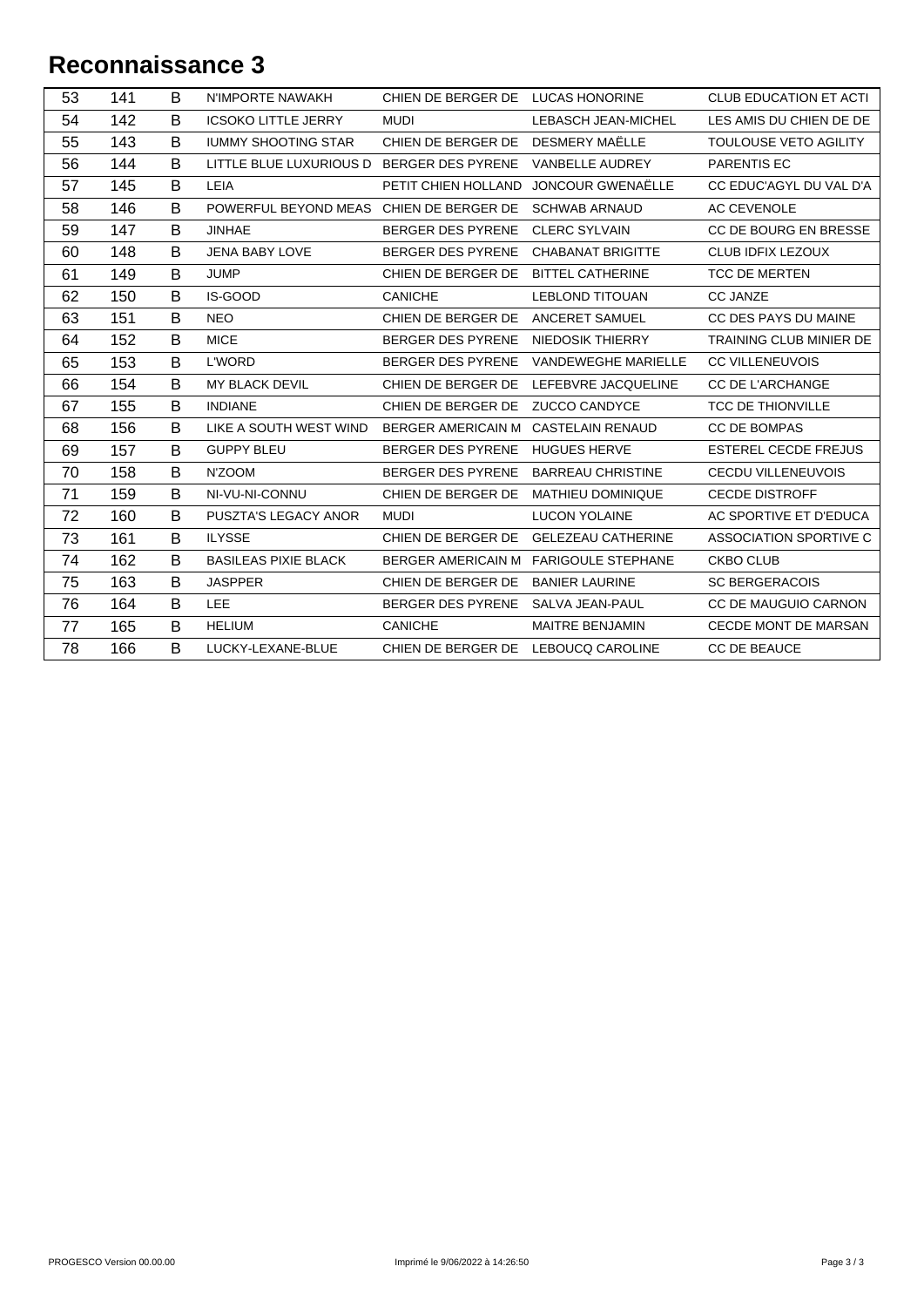# Reconnaissance 3

| 53 | 141 | B | N'IMPORTE NAWAKH | CHIEN DE BERGER DE | LUCAS HONORINE | CLUB EDUCATION ET ACTI |
|---|---|---|---|---|---|---|
| 54 | 142 | B | ICSOKO LITTLE JERRY | MUDI | LEBASCH JEAN-MICHEL | LES AMIS DU CHIEN DE DE |
| 55 | 143 | B | IUMMY SHOOTING STAR | CHIEN DE BERGER DE | DESMERY MAËLLE | TOULOUSE VETO AGILITY |
| 56 | 144 | B | LITTLE BLUE LUXURIOUS D | BERGER DES PYRENE | VANBELLE AUDREY | PARENTIS EC |
| 57 | 145 | B | LEIA | PETIT CHIEN HOLLAND | JONCOUR GWENAËLLE | CC EDUC'AGYL DU VAL D'A |
| 58 | 146 | B | POWERFUL BEYOND MEAS | CHIEN DE BERGER DE | SCHWAB ARNAUD | AC CEVENOLE |
| 59 | 147 | B | JINHAE | BERGER DES PYRENE | CLERC SYLVAIN | CC DE BOURG EN BRESSE |
| 60 | 148 | B | JENA BABY LOVE | BERGER DES PYRENE | CHABANAT BRIGITTE | CLUB IDFIX LEZOUX |
| 61 | 149 | B | JUMP | CHIEN DE BERGER DE | BITTEL CATHERINE | TCC DE MERTEN |
| 62 | 150 | B | IS-GOOD | CANICHE | LEBLOND TITOUAN | CC JANZE |
| 63 | 151 | B | NEO | CHIEN DE BERGER DE | ANCERET SAMUEL | CC DES PAYS DU MAINE |
| 64 | 152 | B | MICE | BERGER DES PYRENE | NIEDOSIK THIERRY | TRAINING CLUB MINIER DE |
| 65 | 153 | B | L'WORD | BERGER DES PYRENE | VANDEWEGHE MARIELLE | CC VILLENEUVOIS |
| 66 | 154 | B | MY BLACK DEVIL | CHIEN DE BERGER DE | LEFEBVRE JACQUELINE | CC DE L'ARCHANGE |
| 67 | 155 | B | INDIANE | CHIEN DE BERGER DE | ZUCCO CANDYCE | TCC DE THIONVILLE |
| 68 | 156 | B | LIKE A SOUTH WEST WIND | BERGER AMERICAIN M | CASTELAIN RENAUD | CC DE BOMPAS |
| 69 | 157 | B | GUPPY BLEU | BERGER DES PYRENE | HUGUES HERVE | ESTEREL CECDE FREJUS |
| 70 | 158 | B | N'ZOOM | BERGER DES PYRENE | BARREAU CHRISTINE | CECDU VILLENEUVOIS |
| 71 | 159 | B | NI-VU-NI-CONNU | CHIEN DE BERGER DE | MATHIEU DOMINIQUE | CECDE DISTROFF |
| 72 | 160 | B | PUSZTA'S LEGACY ANOR | MUDI | LUCON YOLAINE | AC SPORTIVE ET D'EDUCA |
| 73 | 161 | B | ILYSSE | CHIEN DE BERGER DE | GELEZEAU CATHERINE | ASSOCIATION SPORTIVE C |
| 74 | 162 | B | BASILEAS PIXIE BLACK | BERGER AMERICAIN M | FARIGOULE STEPHANE | CKBO CLUB |
| 75 | 163 | B | JASPPER | CHIEN DE BERGER DE | BANIER LAURINE | SC BERGERACOIS |
| 76 | 164 | B | LEE | BERGER DES PYRENE | SALVA JEAN-PAUL | CC DE MAUGUIO CARNON |
| 77 | 165 | B | HELIUM | CANICHE | MAITRE BENJAMIN | CECDE MONT DE MARSAN |
| 78 | 166 | B | LUCKY-LEXANE-BLUE | CHIEN DE BERGER DE | LEBOUCQ CAROLINE | CC DE BEAUCE |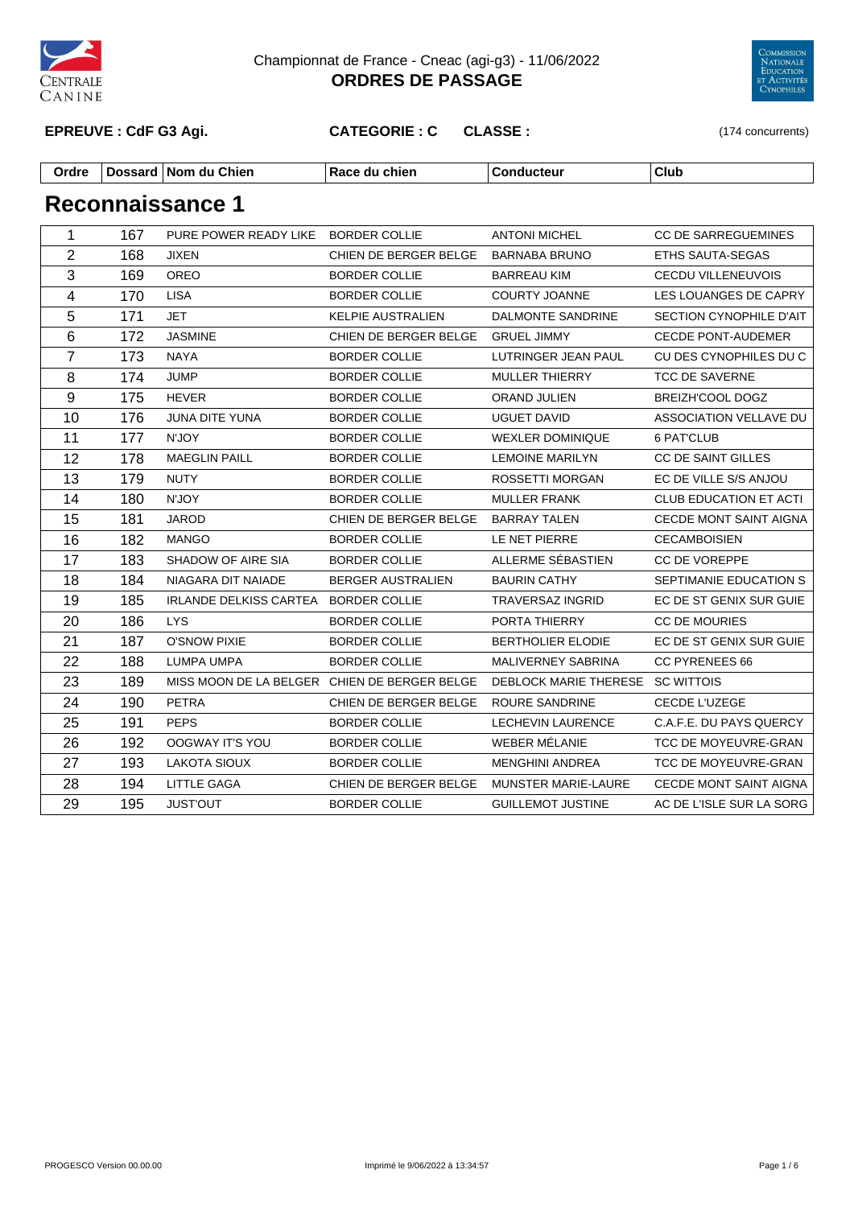Championnat de France - Cneac (agi-g3) - 11/06/2022

**ORDRES DE PASSAGE**

**EPREUVE : CdF G3 Agi.** **CATEGORIE : C** **CLASSE :** (174 concurrents)

## Reconnaissance 1

| Ordre | Dossard | Nom du Chien | Race du chien | Conducteur | Club |
|---|---|---|---|---|---|
| 1 | 167 | PURE POWER READY LIKE | BORDER COLLIE | ANTONI MICHEL | CC DE SARREGUEMINES |
| 2 | 168 | JIXEN | CHIEN DE BERGER BELGE | BARNABA BRUNO | ETHS SAUTA-SEGAS |
| 3 | 169 | OREO | BORDER COLLIE | BARREAU KIM | CECDU VILLENEUVOIS |
| 4 | 170 | LISA | BORDER COLLIE | COURTY JOANNE | LES LOUANGES DE CAPRY |
| 5 | 171 | JET | KELPIE AUSTRALIEN | DALMONTE SANDRINE | SECTION CYNOPHILE D'AIT |
| 6 | 172 | JASMINE | CHIEN DE BERGER BELGE | GRUEL JIMMY | CECDE PONT-AUDEMER |
| 7 | 173 | NAYA | BORDER COLLIE | LUTRINGER JEAN PAUL | CU DES CYNOPHILES DU C |
| 8 | 174 | JUMP | BORDER COLLIE | MULLER THIERRY | TCC DE SAVERNE |
| 9 | 175 | HEVER | BORDER COLLIE | ORAND JULIEN | BREIZH'COOL DOGZ |
| 10 | 176 | JUNA DITE YUNA | BORDER COLLIE | UGUET DAVID | ASSOCIATION VELLAVE DU |
| 11 | 177 | N'JOY | BORDER COLLIE | WEXLER DOMINIQUE | 6 PAT'CLUB |
| 12 | 178 | MAEGLIN PAILL | BORDER COLLIE | LEMOINE MARILYN | CC DE SAINT GILLES |
| 13 | 179 | NUTY | BORDER COLLIE | ROSSETTI MORGAN | EC DE VILLE S/S ANJOU |
| 14 | 180 | N'JOY | BORDER COLLIE | MULLER FRANK | CLUB EDUCATION ET ACTI |
| 15 | 181 | JAROD | CHIEN DE BERGER BELGE | BARRAY TALEN | CECDE MONT SAINT AIGNA |
| 16 | 182 | MANGO | BORDER COLLIE | LE NET PIERRE | CECAMBOISIEN |
| 17 | 183 | SHADOW OF AIRE SIA | BORDER COLLIE | ALLERME SÉBASTIEN | CC DE VOREPPE |
| 18 | 184 | NIAGARA DIT NAIADE | BERGER AUSTRALIEN | BAURIN CATHY | SEPTIMANIE EDUCATION S |
| 19 | 185 | IRLANDE DELKISS CARTEA | BORDER COLLIE | TRAVERSAZ INGRID | EC DE ST GENIX SUR GUIE |
| 20 | 186 | LYS | BORDER COLLIE | PORTA THIERRY | CC DE MOURIES |
| 21 | 187 | O'SNOW PIXIE | BORDER COLLIE | BERTHOLIER ELODIE | EC DE ST GENIX SUR GUIE |
| 22 | 188 | LUMPA UMPA | BORDER COLLIE | MALIVERNEY SABRINA | CC PYRENEES 66 |
| 23 | 189 | MISS MOON DE LA BELGER | CHIEN DE BERGER BELGE | DEBLOCK MARIE THERESE | SC WITTOIS |
| 24 | 190 | PETRA | CHIEN DE BERGER BELGE | ROURE SANDRINE | CECDE L'UZEGE |
| 25 | 191 | PEPS | BORDER COLLIE | LECHEVIN LAURENCE | C.A.F.E. DU PAYS QUERCY |
| 26 | 192 | OOGWAY IT'S YOU | BORDER COLLIE | WEBER MÉLANIE | TCC DE MOYEUVRE-GRAN |
| 27 | 193 | LAKOTA SIOUX | BORDER COLLIE | MENGHINI ANDREA | TCC DE MOYEUVRE-GRAN |
| 28 | 194 | LITTLE GAGA | CHIEN DE BERGER BELGE | MUNSTER MARIE-LAURE | CECDE MONT SAINT AIGNA |
| 29 | 195 | JUST'OUT | BORDER COLLIE | GUILLEMOT JUSTINE | AC DE L'ISLE SUR LA SORG |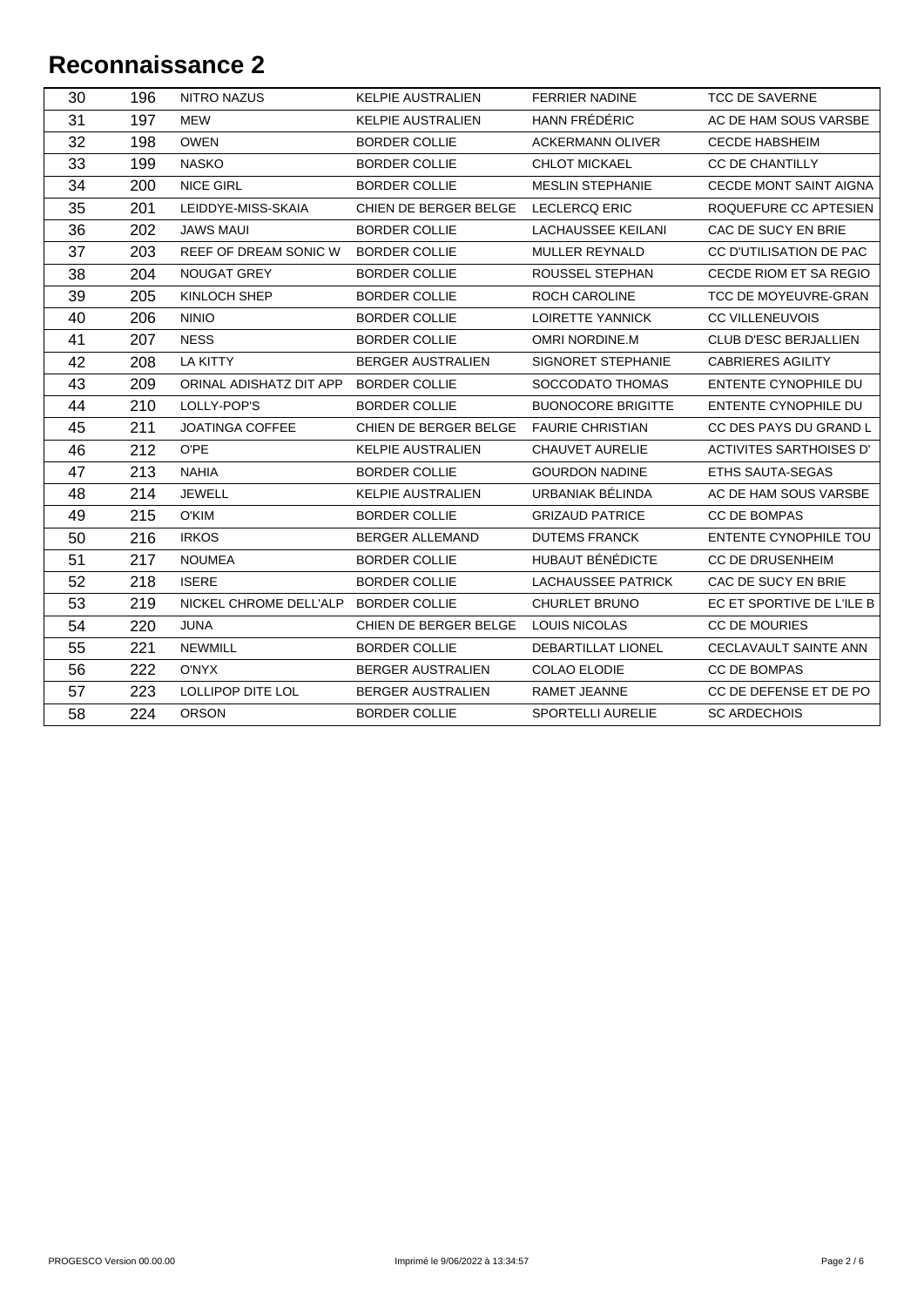## Reconnaissance 2

| 30 | 196 | NITRO NAZUS | KELPIE AUSTRALIEN | FERRIER NADINE | TCC DE SAVERNE |
|---|---|---|---|---|---|
| 31 | 197 | MEW | KELPIE AUSTRALIEN | HANN FRÉDÉRIC | AC DE HAM SOUS VARSBE |
| 32 | 198 | OWEN | BORDER COLLIE | ACKERMANN OLIVER | CECDE HABSHEIM |
| 33 | 199 | NASKO | BORDER COLLIE | CHLOT MICKAEL | CC DE CHANTILLY |
| 34 | 200 | NICE GIRL | BORDER COLLIE | MESLIN STEPHANIE | CECDE MONT SAINT AIGNA |
| 35 | 201 | LEIDDYE-MISS-SKAIA | CHIEN DE BERGER BELGE | LECLERCQ ERIC | ROQUEFURE CC APTESIEN |
| 36 | 202 | JAWS MAUI | BORDER COLLIE | LACHAUSSEE KEILANI | CAC DE SUCY EN BRIE |
| 37 | 203 | REEF OF DREAM SONIC W | BORDER COLLIE | MULLER REYNALD | CC D'UTILISATION DE PAC |
| 38 | 204 | NOUGAT GREY | BORDER COLLIE | ROUSSEL STEPHAN | CECDE RIOM ET SA REGIO |
| 39 | 205 | KINLOCH SHEP | BORDER COLLIE | ROCH CAROLINE | TCC DE MOYEUVRE-GRAN |
| 40 | 206 | NINIO | BORDER COLLIE | LOIRETTE YANNICK | CC VILLENEUVOIS |
| 41 | 207 | NESS | BORDER COLLIE | OMRI NORDINE.M | CLUB D'ESC BERJALLIEN |
| 42 | 208 | LA KITTY | BERGER AUSTRALIEN | SIGNORET STEPHANIE | CABRIERES AGILITY |
| 43 | 209 | ORINAL ADISHATZ DIT APP | BORDER COLLIE | SOCCODATO THOMAS | ENTENTE CYNOPHILE DU |
| 44 | 210 | LOLLY-POP'S | BORDER COLLIE | BUONOCORE BRIGITTE | ENTENTE CYNOPHILE DU |
| 45 | 211 | JOATINGA COFFEE | CHIEN DE BERGER BELGE | FAURIE CHRISTIAN | CC DES PAYS DU GRAND L |
| 46 | 212 | O'PE | KELPIE AUSTRALIEN | CHAUVET AURELIE | ACTIVITES SARTHOISES D' |
| 47 | 213 | NAHIA | BORDER COLLIE | GOURDON NADINE | ETHS SAUTA-SEGAS |
| 48 | 214 | JEWELL | KELPIE AUSTRALIEN | URBANIAK BÉLINDA | AC DE HAM SOUS VARSBE |
| 49 | 215 | O'KIM | BORDER COLLIE | GRIZAUD PATRICE | CC DE BOMPAS |
| 50 | 216 | IRKOS | BERGER ALLEMAND | DUTEMS FRANCK | ENTENTE CYNOPHILE TOU |
| 51 | 217 | NOUMEA | BORDER COLLIE | HUBAUT BÉNÉDICTE | CC DE DRUSENHEIM |
| 52 | 218 | ISERE | BORDER COLLIE | LACHAUSSEE PATRICK | CAC DE SUCY EN BRIE |
| 53 | 219 | NICKEL CHROME DELL'ALP | BORDER COLLIE | CHURLET BRUNO | EC ET SPORTIVE DE L'ILE B |
| 54 | 220 | JUNA | CHIEN DE BERGER BELGE | LOUIS NICOLAS | CC DE MOURIES |
| 55 | 221 | NEWMILL | BORDER COLLIE | DEBARTILLAT LIONEL | CECLAVAULT SAINTE ANN |
| 56 | 222 | O'NYX | BERGER AUSTRALIEN | COLAO ELODIE | CC DE BOMPAS |
| 57 | 223 | LOLLIPOP DITE LOL | BERGER AUSTRALIEN | RAMET JEANNE | CC DE DEFENSE ET DE PO |
| 58 | 224 | ORSON | BORDER COLLIE | SPORTELLI AURELIE | SC ARDECHOIS |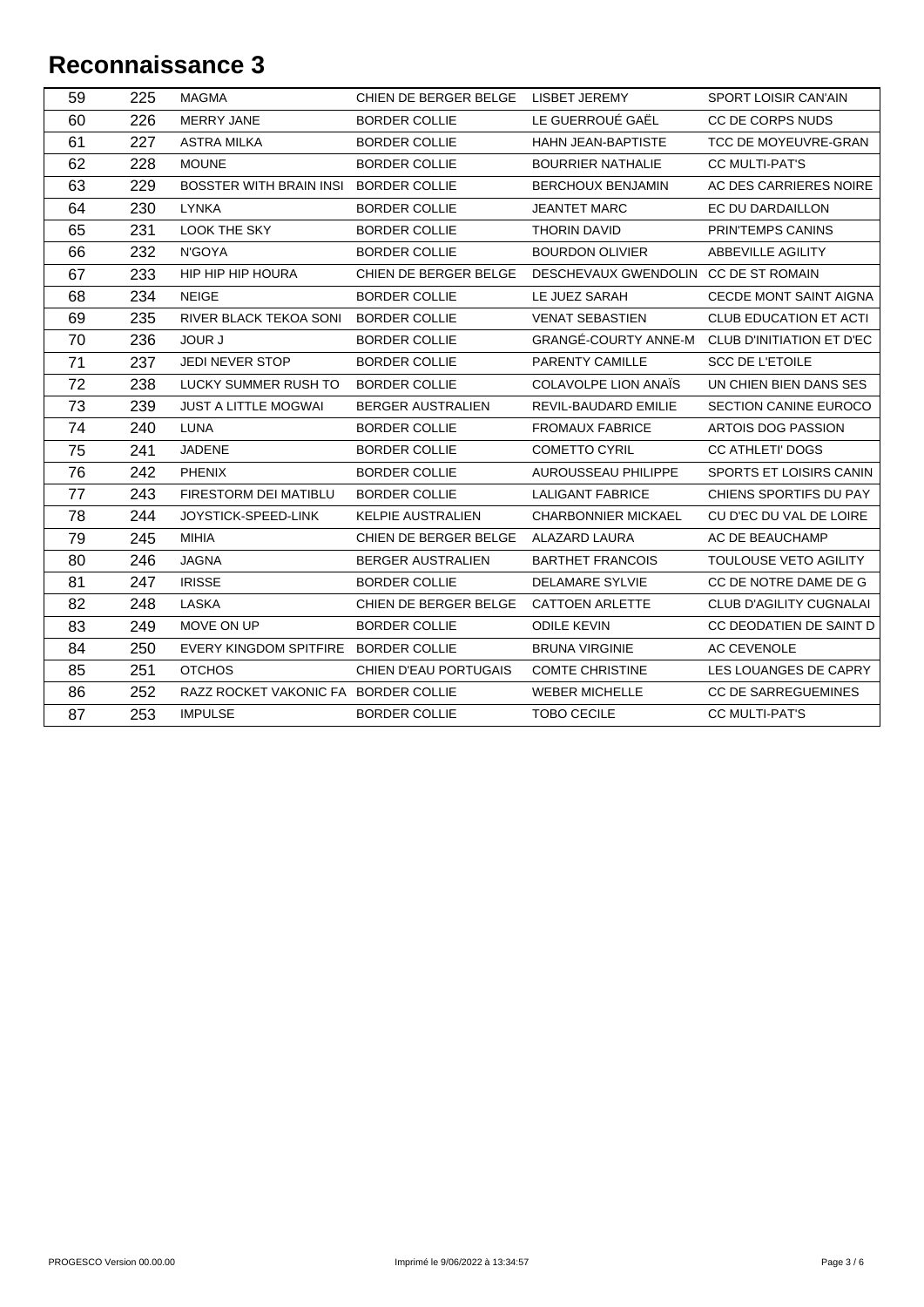# Reconnaissance 3

| | | | | | |
|---|---|---|---|---|---|
| 59 | 225 | MAGMA | CHIEN DE BERGER BELGE | LISBET JEREMY | SPORT LOISIR CAN'AIN |
| 60 | 226 | MERRY JANE | BORDER COLLIE | LE GUERROUÉ GAËL | CC DE CORPS NUDS |
| 61 | 227 | ASTRA MILKA | BORDER COLLIE | HAHN JEAN-BAPTISTE | TCC DE MOYEUVRE-GRAN |
| 62 | 228 | MOUNE | BORDER COLLIE | BOURRIER NATHALIE | CC MULTI-PAT'S |
| 63 | 229 | BOSSTER WITH BRAIN INSI | BORDER COLLIE | BERCHOUX BENJAMIN | AC DES CARRIERES NOIRE |
| 64 | 230 | LYNKA | BORDER COLLIE | JEANTET MARC | EC DU DARDAILLON |
| 65 | 231 | LOOK THE SKY | BORDER COLLIE | THORIN DAVID | PRIN'TEMPS CANINS |
| 66 | 232 | N'GOYA | BORDER COLLIE | BOURDON OLIVIER | ABBEVILLE AGILITY |
| 67 | 233 | HIP HIP HIP HOURA | CHIEN DE BERGER BELGE | DESCHEVAUX GWENDOLIN | CC DE ST ROMAIN |
| 68 | 234 | NEIGE | BORDER COLLIE | LE JUEZ SARAH | CECDE MONT SAINT AIGNA |
| 69 | 235 | RIVER BLACK TEKOA SONI | BORDER COLLIE | VENAT SEBASTIEN | CLUB EDUCATION ET ACTI |
| 70 | 236 | JOUR J | BORDER COLLIE | GRANGÉ-COURTY ANNE-M | CLUB D'INITIATION ET D'EC |
| 71 | 237 | JEDI NEVER STOP | BORDER COLLIE | PARENTY CAMILLE | SCC DE L'ETOILE |
| 72 | 238 | LUCKY SUMMER RUSH TO | BORDER COLLIE | COLAVOLPE LION ANAÏS | UN CHIEN BIEN DANS SES |
| 73 | 239 | JUST A LITTLE MOGWAI | BERGER AUSTRALIEN | REVIL-BAUDARD EMILIE | SECTION CANINE EUROCO |
| 74 | 240 | LUNA | BORDER COLLIE | FROMAUX FABRICE | ARTOIS DOG PASSION |
| 75 | 241 | JADENE | BORDER COLLIE | COMETTO CYRIL | CC ATHLETI' DOGS |
| 76 | 242 | PHENIX | BORDER COLLIE | AUROUSSEAU PHILIPPE | SPORTS ET LOISIRS CANIN |
| 77 | 243 | FIRESTORM DEI MATIBLU | BORDER COLLIE | LALIGANT FABRICE | CHIENS SPORTIFS DU PAY |
| 78 | 244 | JOYSTICK-SPEED-LINK | KELPIE AUSTRALIEN | CHARBONNIER MICKAEL | CU D'EC DU VAL DE LOIRE |
| 79 | 245 | MIHIA | CHIEN DE BERGER BELGE | ALAZARD LAURA | AC DE BEAUCHAMP |
| 80 | 246 | JAGNA | BERGER AUSTRALIEN | BARTHET FRANCOIS | TOULOUSE VETO AGILITY |
| 81 | 247 | IRISSE | BORDER COLLIE | DELAMARE SYLVIE | CC DE NOTRE DAME DE G |
| 82 | 248 | LASKA | CHIEN DE BERGER BELGE | CATTOEN ARLETTE | CLUB D'AGILITY CUGNALAI |
| 83 | 249 | MOVE ON UP | BORDER COLLIE | ODILE KEVIN | CC DEODATIEN DE SAINT D |
| 84 | 250 | EVERY KINGDOM SPITFIRE | BORDER COLLIE | BRUNA VIRGINIE | AC CEVENOLE |
| 85 | 251 | OTCHOS | CHIEN D'EAU PORTUGAIS | COMTE CHRISTINE | LES LOUANGES DE CAPRY |
| 86 | 252 | RAZZ ROCKET VAKONIC FA | BORDER COLLIE | WEBER MICHELLE | CC DE SARREGUEMINES |
| 87 | 253 | IMPULSE | BORDER COLLIE | TOBO CECILE | CC MULTI-PAT'S |

PROGESCO Version 00.00.00 — Imprimé le 9/06/2022 à 13:34:57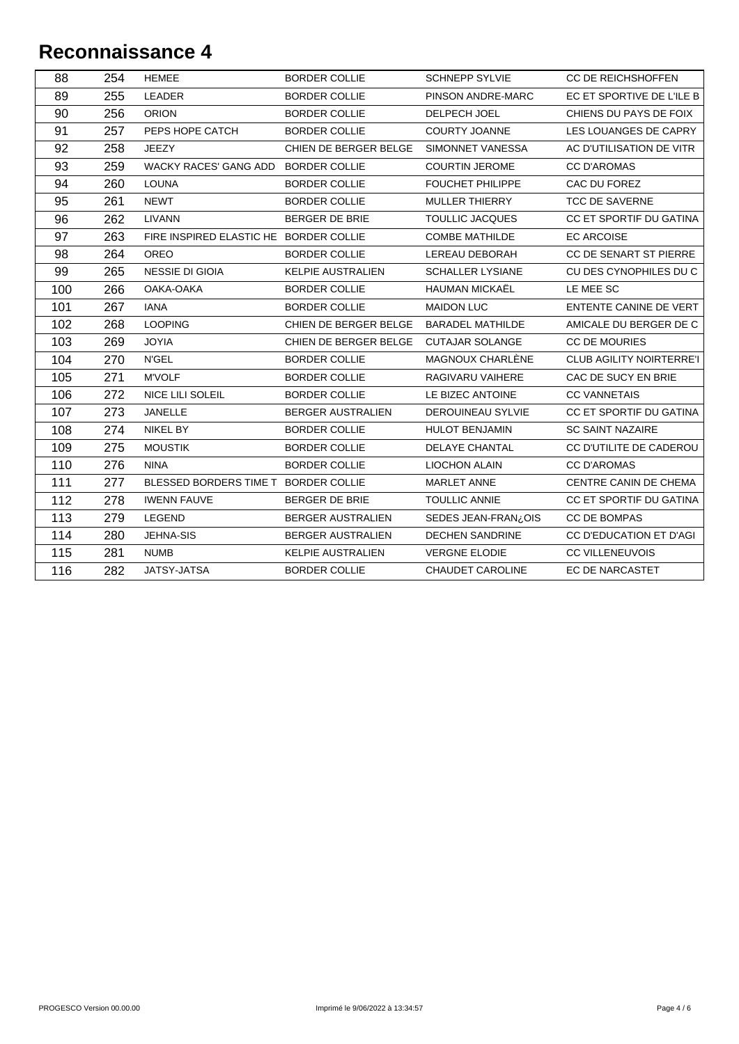# Reconnaissance 4

| | | | | | |
|---|---|---|---|---|---|
| 88 | 254 | HEMEE | BORDER COLLIE | SCHNEPP SYLVIE | CC DE REICHSHOFFEN |
| 89 | 255 | LEADER | BORDER COLLIE | PINSON ANDRE-MARC | EC ET SPORTIVE DE L'ILE B |
| 90 | 256 | ORION | BORDER COLLIE | DELPECH JOEL | CHIENS DU PAYS DE FOIX |
| 91 | 257 | PEPS HOPE CATCH | BORDER COLLIE | COURTY JOANNE | LES LOUANGES DE CAPRY |
| 92 | 258 | JEEZY | CHIEN DE BERGER BELGE | SIMONNET VANESSA | AC D'UTILISATION DE VITR |
| 93 | 259 | WACKY RACES' GANG ADD | BORDER COLLIE | COURTIN JEROME | CC D'AROMAS |
| 94 | 260 | LOUNA | BORDER COLLIE | FOUCHET PHILIPPE | CAC DU FOREZ |
| 95 | 261 | NEWT | BORDER COLLIE | MULLER THIERRY | TCC DE SAVERNE |
| 96 | 262 | LIVANN | BERGER DE BRIE | TOULLIC JACQUES | CC ET SPORTIF DU GATINA |
| 97 | 263 | FIRE INSPIRED ELASTIC HE | BORDER COLLIE | COMBE MATHILDE | EC ARCOISE |
| 98 | 264 | OREO | BORDER COLLIE | LEREAU DEBORAH | CC DE SENART ST PIERRE |
| 99 | 265 | NESSIE DI GIOIA | KELPIE AUSTRALIEN | SCHALLER LYSIANE | CU DES CYNOPHILES DU C |
| 100 | 266 | OAKA-OAKA | BORDER COLLIE | HAUMAN MICKAËL | LE MEE SC |
| 101 | 267 | IANA | BORDER COLLIE | MAIDON LUC | ENTENTE CANINE DE VERT |
| 102 | 268 | LOOPING | CHIEN DE BERGER BELGE | BARADEL MATHILDE | AMICALE DU BERGER DE C |
| 103 | 269 | JOYIA | CHIEN DE BERGER BELGE | CUTAJAR SOLANGE | CC DE MOURIES |
| 104 | 270 | N'GEL | BORDER COLLIE | MAGNOUX CHARLÈNE | CLUB AGILITY NOIRTERRE'I |
| 105 | 271 | M'VOLF | BORDER COLLIE | RAGIVARU VAIHERE | CAC DE SUCY EN BRIE |
| 106 | 272 | NICE LILI SOLEIL | BORDER COLLIE | LE BIZEC ANTOINE | CC VANNETAIS |
| 107 | 273 | JANELLE | BERGER AUSTRALIEN | DEROUINEAU SYLVIE | CC ET SPORTIF DU GATINA |
| 108 | 274 | NIKEL BY | BORDER COLLIE | HULOT BENJAMIN | SC SAINT NAZAIRE |
| 109 | 275 | MOUSTIK | BORDER COLLIE | DELAYE CHANTAL | CC D'UTILITE DE CADEROU |
| 110 | 276 | NINA | BORDER COLLIE | LIOCHON ALAIN | CC D'AROMAS |
| 111 | 277 | BLESSED BORDERS TIME T | BORDER COLLIE | MARLET ANNE | CENTRE CANIN DE CHEMA |
| 112 | 278 | IWENN FAUVE | BERGER DE BRIE | TOULLIC ANNIE | CC ET SPORTIF DU GATINA |
| 113 | 279 | LEGEND | BERGER AUSTRALIEN | SEDES JEAN-FRAN¿OIS | CC DE BOMPAS |
| 114 | 280 | JEHNA-SIS | BERGER AUSTRALIEN | DECHEN SANDRINE | CC D'EDUCATION ET D'AGI |
| 115 | 281 | NUMB | KELPIE AUSTRALIEN | VERGNE ELODIE | CC VILLENEUVOIS |
| 116 | 282 | JATSY-JATSA | BORDER COLLIE | CHAUDET CAROLINE | EC DE NARCASTET |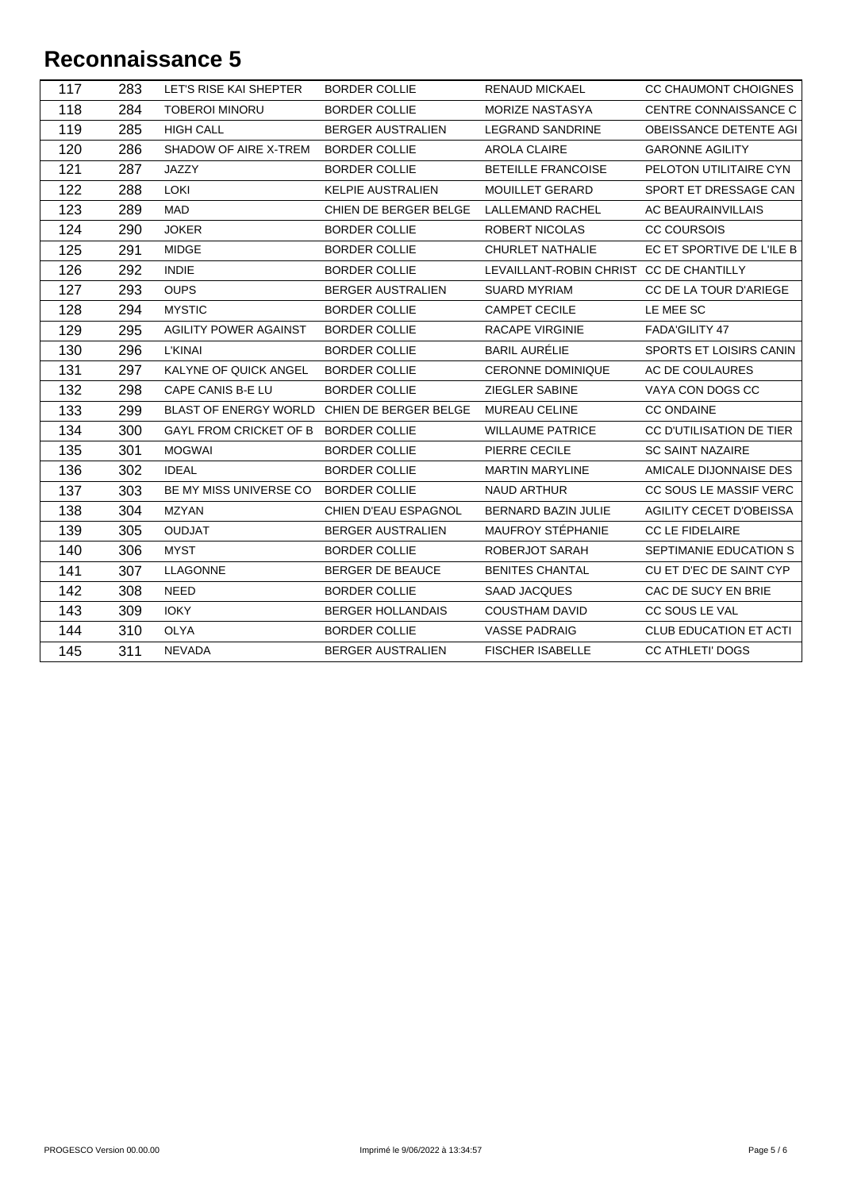# Reconnaissance 5

| | | | | | |
|---|---|---|---|---|---|
| 117 | 283 | LET'S RISE KAI SHEPTER | BORDER COLLIE | RENAUD MICKAEL | CC CHAUMONT CHOIGNES |
| 118 | 284 | TOBEROI MINORU | BORDER COLLIE | MORIZE NASTASYA | CENTRE CONNAISSANCE C |
| 119 | 285 | HIGH CALL | BERGER AUSTRALIEN | LEGRAND SANDRINE | OBEISSANCE DETENTE AGI |
| 120 | 286 | SHADOW OF AIRE X-TREM | BORDER COLLIE | AROLA CLAIRE | GARONNE AGILITY |
| 121 | 287 | JAZZY | BORDER COLLIE | BETEILLE FRANCOISE | PELOTON UTILITAIRE CYN |
| 122 | 288 | LOKI | KELPIE AUSTRALIEN | MOUILLET GERARD | SPORT ET DRESSAGE CAN |
| 123 | 289 | MAD | CHIEN DE BERGER BELGE | LALLEMAND RACHEL | AC BEAURAINVILLAIS |
| 124 | 290 | JOKER | BORDER COLLIE | ROBERT NICOLAS | CC COURSOIS |
| 125 | 291 | MIDGE | BORDER COLLIE | CHURLET NATHALIE | EC ET SPORTIVE DE L'ILE B |
| 126 | 292 | INDIE | BORDER COLLIE | LEVAILLANT-ROBIN CHRIST | CC DE CHANTILLY |
| 127 | 293 | OUPS | BERGER AUSTRALIEN | SUARD MYRIAM | CC DE LA TOUR D'ARIEGE |
| 128 | 294 | MYSTIC | BORDER COLLIE | CAMPET CECILE | LE MEE SC |
| 129 | 295 | AGILITY POWER AGAINST | BORDER COLLIE | RACAPE VIRGINIE | FADA'GILITY 47 |
| 130 | 296 | L'KINAI | BORDER COLLIE | BARIL AURÉLIE | SPORTS ET LOISIRS CANIN |
| 131 | 297 | KALYNE OF QUICK ANGEL | BORDER COLLIE | CERONNE DOMINIQUE | AC DE COULAURES |
| 132 | 298 | CAPE CANIS B-E LU | BORDER COLLIE | ZIEGLER SABINE | VAYA CON DOGS CC |
| 133 | 299 | BLAST OF ENERGY WORLD | CHIEN DE BERGER BELGE | MUREAU CELINE | CC ONDAINE |
| 134 | 300 | GAYL FROM CRICKET OF B | BORDER COLLIE | WILLAUME PATRICE | CC D'UTILISATION DE TIER |
| 135 | 301 | MOGWAI | BORDER COLLIE | PIERRE CECILE | SC SAINT NAZAIRE |
| 136 | 302 | IDEAL | BORDER COLLIE | MARTIN MARYLINE | AMICALE DIJONNAISE DES |
| 137 | 303 | BE MY MISS UNIVERSE CO | BORDER COLLIE | NAUD ARTHUR | CC SOUS LE MASSIF VERC |
| 138 | 304 | MZYAN | CHIEN D'EAU ESPAGNOL | BERNARD BAZIN JULIE | AGILITY CECET D'OBEISSA |
| 139 | 305 | OUDJAT | BERGER AUSTRALIEN | MAUFROY STÉPHANIE | CC LE FIDELAIRE |
| 140 | 306 | MYST | BORDER COLLIE | ROBERJOT SARAH | SEPTIMANIE EDUCATION S |
| 141 | 307 | LLAGONNE | BERGER DE BEAUCE | BENITES CHANTAL | CU ET D'EC DE SAINT CYP |
| 142 | 308 | NEED | BORDER COLLIE | SAAD JACQUES | CAC DE SUCY EN BRIE |
| 143 | 309 | IOKY | BERGER HOLLANDAIS | COUSTHAM DAVID | CC SOUS LE VAL |
| 144 | 310 | OLYA | BORDER COLLIE | VASSE PADRAIG | CLUB EDUCATION ET ACTI |
| 145 | 311 | NEVADA | BERGER AUSTRALIEN | FISCHER ISABELLE | CC ATHLETI' DOGS |

PROGESCO Version 00.00.00 — Imprimé le 9/06/2022 à 13:34:57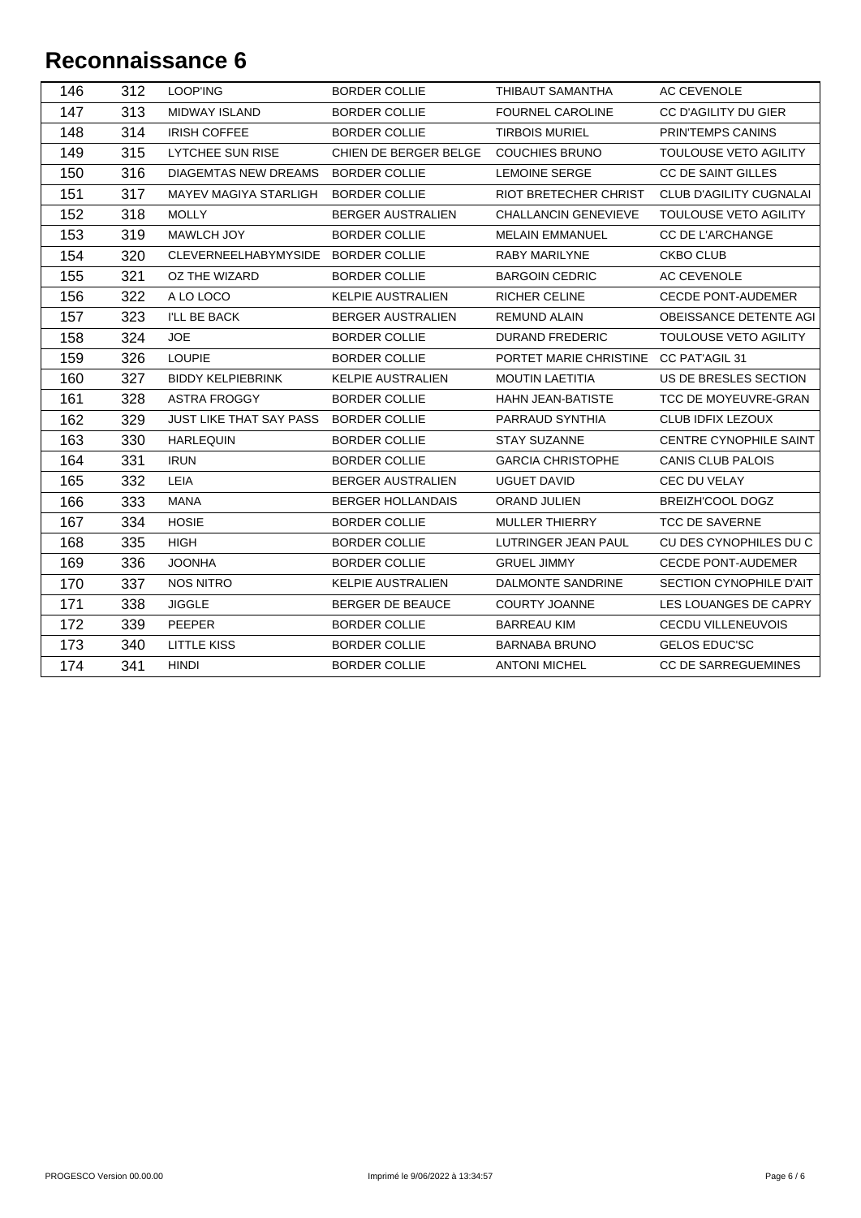## Reconnaissance 6

| | | | | | |
|---|---|---|---|---|---|
| 146 | 312 | LOOP'ING | BORDER COLLIE | THIBAUT SAMANTHA | AC CEVENOLE |
| 147 | 313 | MIDWAY ISLAND | BORDER COLLIE | FOURNEL CAROLINE | CC D'AGILITY DU GIER |
| 148 | 314 | IRISH COFFEE | BORDER COLLIE | TIRBOIS MURIEL | PRIN'TEMPS CANINS |
| 149 | 315 | LYTCHEE SUN RISE | CHIEN DE BERGER BELGE | COUCHIES BRUNO | TOULOUSE VETO AGILITY |
| 150 | 316 | DIAGEMTAS NEW DREAMS | BORDER COLLIE | LEMOINE SERGE | CC DE SAINT GILLES |
| 151 | 317 | MAYEV MAGIYA STARLIGH | BORDER COLLIE | RIOT BRETECHER CHRIST | CLUB D'AGILITY CUGNALAI |
| 152 | 318 | MOLLY | BERGER AUSTRALIEN | CHALLANCIN GENEVIEVE | TOULOUSE VETO AGILITY |
| 153 | 319 | MAWLCH JOY | BORDER COLLIE | MELAIN EMMANUEL | CC DE L'ARCHANGE |
| 154 | 320 | CLEVERNEELHABYMYSIDE | BORDER COLLIE | RABY MARILYNE | CKBO CLUB |
| 155 | 321 | OZ THE WIZARD | BORDER COLLIE | BARGOIN CEDRIC | AC CEVENOLE |
| 156 | 322 | A LO LOCO | KELPIE AUSTRALIEN | RICHER CELINE | CECDE PONT-AUDEMER |
| 157 | 323 | I'LL BE BACK | BERGER AUSTRALIEN | REMUND ALAIN | OBEISSANCE DETENTE AGI |
| 158 | 324 | JOE | BORDER COLLIE | DURAND FREDERIC | TOULOUSE VETO AGILITY |
| 159 | 326 | LOUPIE | BORDER COLLIE | PORTET MARIE CHRISTINE | CC PAT'AGIL 31 |
| 160 | 327 | BIDDY KELPIEBRINK | KELPIE AUSTRALIEN | MOUTIN LAETITIA | US DE BRESLES SECTION |
| 161 | 328 | ASTRA FROGGY | BORDER COLLIE | HAHN JEAN-BATISTE | TCC DE MOYEUVRE-GRAN |
| 162 | 329 | JUST LIKE THAT SAY PASS | BORDER COLLIE | PARRAUD SYNTHIA | CLUB IDFIX LEZOUX |
| 163 | 330 | HARLEQUIN | BORDER COLLIE | STAY SUZANNE | CENTRE CYNOPHILE SAINT |
| 164 | 331 | IRUN | BORDER COLLIE | GARCIA CHRISTOPHE | CANIS CLUB PALOIS |
| 165 | 332 | LEIA | BERGER AUSTRALIEN | UGUET DAVID | CEC DU VELAY |
| 166 | 333 | MANA | BERGER HOLLANDAIS | ORAND JULIEN | BREIZH'COOL DOGZ |
| 167 | 334 | HOSIE | BORDER COLLIE | MULLER THIERRY | TCC DE SAVERNE |
| 168 | 335 | HIGH | BORDER COLLIE | LUTRINGER JEAN PAUL | CU DES CYNOPHILES DU C |
| 169 | 336 | JOONHA | BORDER COLLIE | GRUEL JIMMY | CECDE PONT-AUDEMER |
| 170 | 337 | NOS NITRO | KELPIE AUSTRALIEN | DALMONTE SANDRINE | SECTION CYNOPHILE D'AIT |
| 171 | 338 | JIGGLE | BERGER DE BEAUCE | COURTY JOANNE | LES LOUANGES DE CAPRY |
| 172 | 339 | PEEPER | BORDER COLLIE | BARREAU KIM | CECDU VILLENEUVOIS |
| 173 | 340 | LITTLE KISS | BORDER COLLIE | BARNABA BRUNO | GELOS EDUC'SC |
| 174 | 341 | HINDI | BORDER COLLIE | ANTONI MICHEL | CC DE SARREGUEMINES |

PROGESCO Version 00.00.00 Imprimé le 9/06/2022 à 13:34:57